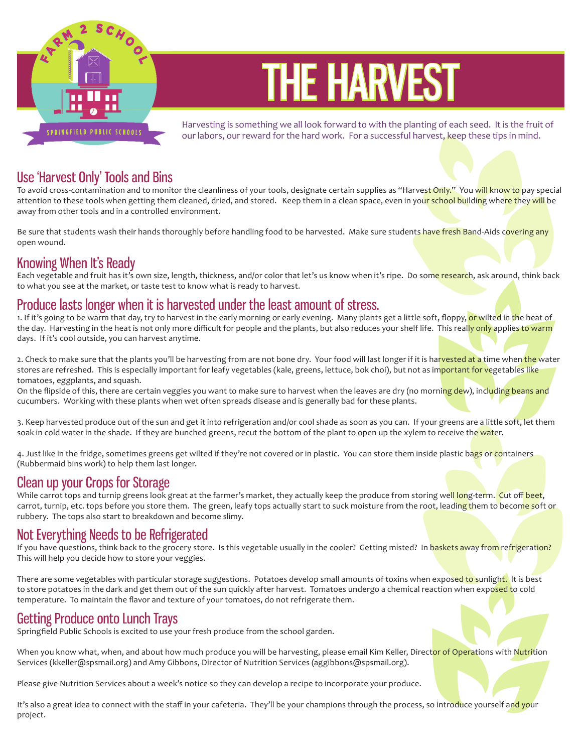# THE HARVEST

Harvesting is something we all look forward to with the planting of each seed. It is the fruit of our labors, our reward for the hard work. For a successful harvest, keep these tips in mind.

## Use 'Harvest Only' Tools and Bins

To avoid cross-contamination and to monitor the cleanliness of your tools, designate certain supplies as "Harvest Only." You will know to pay special attention to these tools when getting them cleaned, dried, and stored. Keep them in a clean space, even in your school building where they will be away from other tools and in a controlled environment.

Be sure that students wash their hands thoroughly before handling food to be harvested. Make sure students have fresh Band-Aids covering any open wound.

## Knowing When It's Ready

Each vegetable and fruit has it's own size, length, thickness, and/or color that let's us know when it's ripe. Do some research, ask around, think back to what you see at the market, or taste test to know what is ready to harvest.

## Produce lasts longer when it is harvested under the least amount of stress.

1. If it's going to be warm that day, try to harvest in the early morning or early evening. Many plants get a little soft, floppy, or wilted in the heat of the day. Harvesting in the heat is not only more difficult for people and the plants, but also reduces your shelf life. This really only applies to warm days. If it's cool outside, you can harvest anytime.

2. Check to make sure that the plants you'll be harvesting from are not bone dry. Your food will last longer if it is harvested at a time when the water stores are refreshed. This is especially important for leafy vegetables (kale, greens, lettuce, bok choi), but not as important for vegetables like tomatoes, eggplants, and squash.
On the flipside of this, there are certain veggies you want to make sure to harvest when the leaves are dry (no morning dew), including beans and cucumbers. Working with these plants when wet often spreads disease and is generally bad for these plants.

3. Keep harvested produce out of the sun and get it into refrigeration and/or cool shade as soon as you can. If your greens are a little soft, let them soak in cold water in the shade. If they are bunched greens, recut the bottom of the plant to open up the xylem to receive the water.

4. Just like in the fridge, sometimes greens get wilted if they're not covered or in plastic. You can store them inside plastic bags or containers (Rubbermaid bins work) to help them last longer.

## Clean up your Crops for Storage

While carrot tops and turnip greens look great at the farmer's market, they actually keep the produce from storing well long-term. Cut off beet, carrot, turnip, etc. tops before you store them. The green, leafy tops actually start to suck moisture from the root, leading them to become soft or rubbery. The tops also start to breakdown and become slimy.

## Not Everything Needs to be Refrigerated

If you have questions, think back to the grocery store. Is this vegetable usually in the cooler? Getting misted? In baskets away from refrigeration? This will help you decide how to store your veggies.

There are some vegetables with particular storage suggestions. Potatoes develop small amounts of toxins when exposed to sunlight. It is best to store potatoes in the dark and get them out of the sun quickly after harvest. Tomatoes undergo a chemical reaction when exposed to cold temperature. To maintain the flavor and texture of your tomatoes, do not refrigerate them.

## Getting Produce onto Lunch Trays

Springfield Public Schools is excited to use your fresh produce from the school garden.

When you know what, when, and about how much produce you will be harvesting, please email Kim Keller, Director of Operations with Nutrition Services (kkeller@spsmail.org) and Amy Gibbons, Director of Nutrition Services (aggibbons@spsmail.org).

Please give Nutrition Services about a week's notice so they can develop a recipe to incorporate your produce.

It's also a great idea to connect with the staff in your cafeteria. They'll be your champions through the process, so introduce yourself and your project.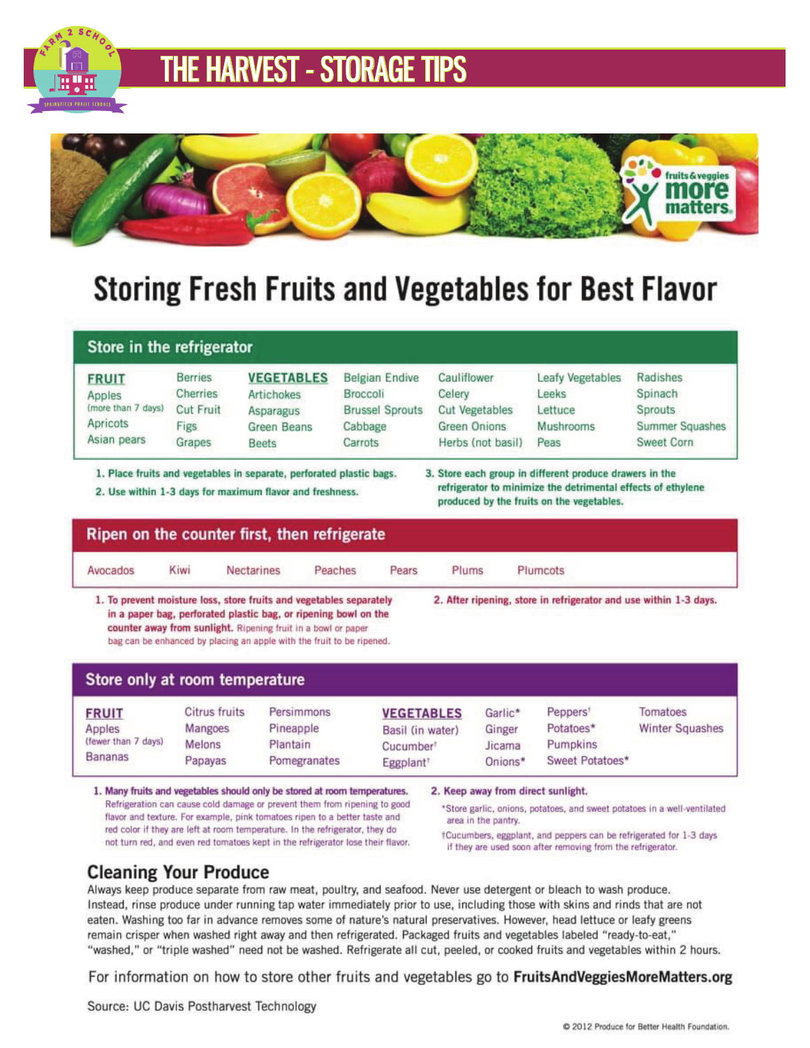# THE HARVEST - STORAGE TIPS

fruits & veggies more matters

## Storing Fresh Fruits and Vegetables for Best Flavor

### Store in the refrigerator

| | | | | | | |
|---|---|---|---|---|---|---|
| **FRUIT** | Berries | **VEGETABLES** | Belgian Endive | Cauliflower | Leafy Vegetables | Radishes |
| Apples (more than 7 days) | Cherries | Artichokes | Broccoli | Celery | Leeks | Spinach |
| Apricots | Cut Fruit | Asparagus | Brussel Sprouts | Cut Vegetables | Lettuce | Sprouts |
| Asian pears | Figs | Green Beans | Cabbage | Green Onions | Mushrooms | Summer Squashes |
| | Grapes | Beets | Carrots | Herbs (not basil) | Peas | Sweet Corn |

1. Place fruits and vegetables in separate, perforated plastic bags.
2. Use within 1-3 days for maximum flavor and freshness.
3. Store each group in different produce drawers in the refrigerator to minimize the detrimental effects of ethylene produced by the fruits on the vegetables.

### Ripen on the counter first, then refrigerate

Avocados | Kiwi | Nectarines | Peaches | Pears | Plums | Plumcots

1. To prevent moisture loss, store fruits and vegetables separately in a paper bag, perforated plastic bag, or ripening bowl on the counter away from sunlight. Ripening fruit in a bowl or paper bag can be enhanced by placing an apple with the fruit to be ripened.
2. After ripening, store in refrigerator and use within 1-3 days.

### Store only at room temperature

| | | | | | | |
|---|---|---|---|---|---|---|
| **FRUIT** | Citrus fruits | Persimmons | **VEGETABLES** | Garlic* | Peppers† | Tomatoes |
| Apples (fewer than 7 days) | Mangoes | Pineapple | Basil (in water) | Ginger | Potatoes* | Winter Squashes |
| Bananas | Melons | Plantain | Cucumber† | Jicama | Pumpkins | |
| | Papayas | Pomegranates | Eggplant† | Onions* | Sweet Potatoes* | |

1. Many fruits and vegetables should only be stored at room temperatures. Refrigeration can cause cold damage or prevent them from ripening to good flavor and texture. For example, pink tomatoes ripen to a better taste and red color if they are left at room temperature. In the refrigerator, they do not turn red, and even red tomatoes kept in the refrigerator lose their flavor.
2. Keep away from direct sunlight.

*Store garlic, onions, potatoes, and sweet potatoes in a well-ventilated area in the pantry.

†Cucumbers, eggplant, and peppers can be refrigerated for 1-3 days if they are used soon after removing from the refrigerator.

## Cleaning Your Produce

Always keep produce separate from raw meat, poultry, and seafood. Never use detergent or bleach to wash produce. Instead, rinse produce under running tap water immediately prior to use, including those with skins and rinds that are not eaten. Washing too far in advance removes some of nature's natural preservatives. However, head lettuce or leafy greens remain crisper when washed right away and then refrigerated. Packaged fruits and vegetables labeled "ready-to-eat," "washed," or "triple washed" need not be washed. Refrigerate all cut, peeled, or cooked fruits and vegetables within 2 hours.

For information on how to store other fruits and vegetables go to **FruitsAndVeggiesMoreMatters.org**

Source: UC Davis Postharvest Technology

© 2012 Produce for Better Health Foundation.